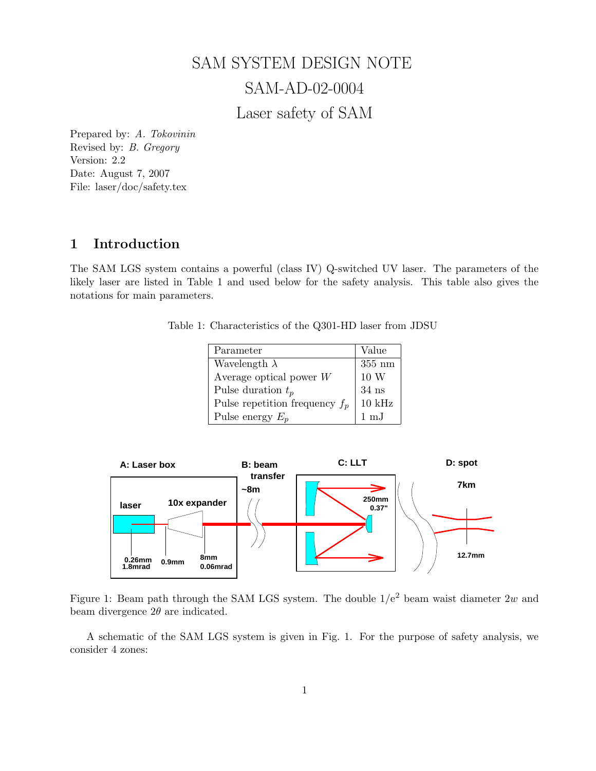# SAM SYSTEM DESIGN NOTE

# SAM-AD-02-0004

# Laser safety of SAM

Prepared by: *A. Tokovinin*
Revised by: *B. Gregory*
Version: 2.2
Date: August 7, 2007
File: laser/doc/safety.tex

## 1 Introduction

The SAM LGS system contains a powerful (class IV) Q-switched UV laser. The parameters of the likely laser are listed in Table 1 and used below for the safety analysis. This table also gives the notations for main parameters.

Table 1: Characteristics of the Q301-HD laser from JDSU

| Parameter | Value |
|---|---|
| Wavelength $\lambda$ | 355 nm |
| Average optical power $W$ | 10 W |
| Pulse duration $t_p$ | 34 ns |
| Pulse repetition frequency $f_p$ | 10 kHz |
| Pulse energy $E_p$ | 1 mJ |

Figure 1: Beam path through the SAM LGS system. The double $1/e^2$ beam waist diameter $2w$ and beam divergence $2\theta$ are indicated.

A schematic of the SAM LGS system is given in Fig. 1. For the purpose of safety analysis, we consider 4 zones: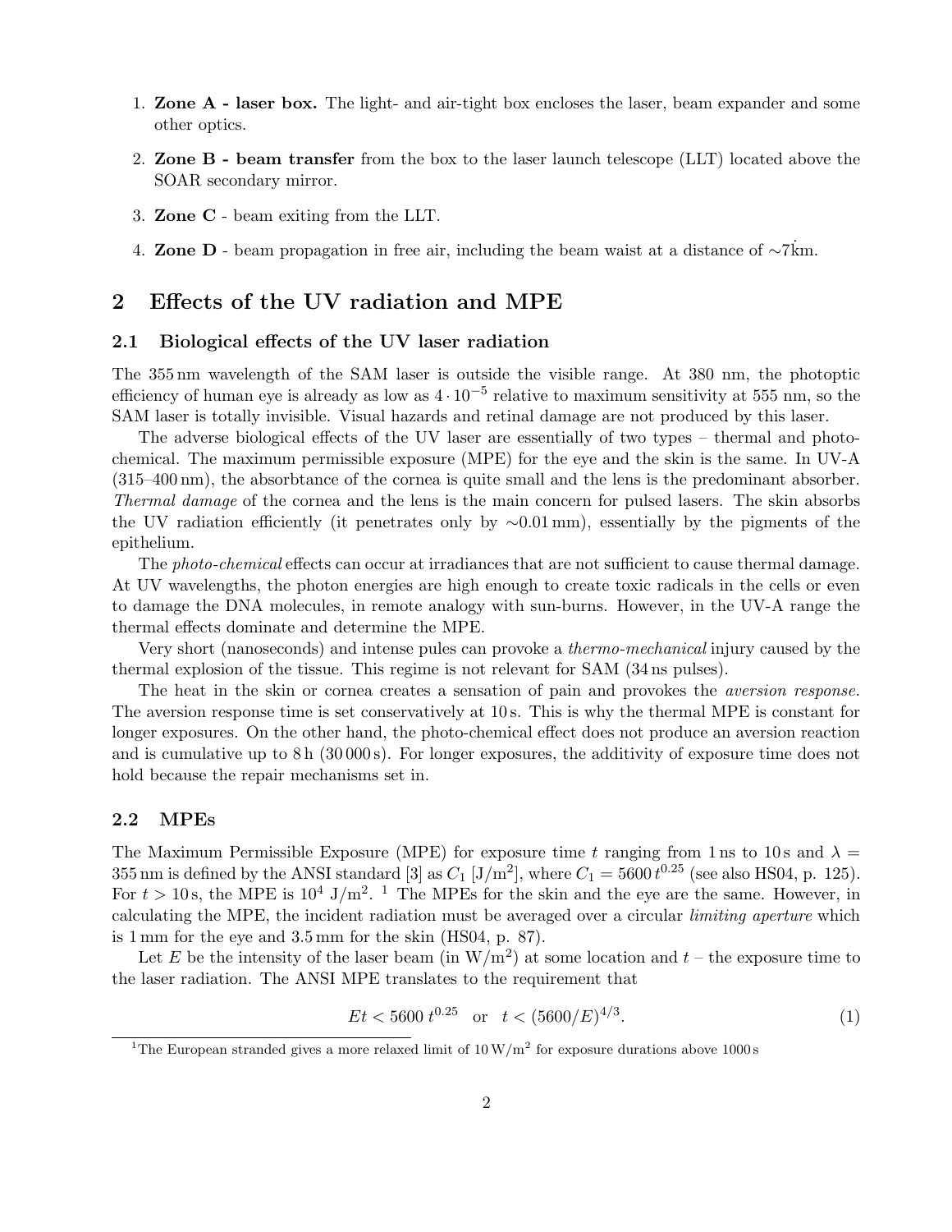1. **Zone A - laser box.** The light- and air-tight box encloses the laser, beam expander and some other optics.
2. **Zone B - beam transfer** from the box to the laser launch telescope (LLT) located above the SOAR secondary mirror.
3. **Zone C** - beam exiting from the LLT.
4. **Zone D** - beam propagation in free air, including the beam waist at a distance of ∼7km.

## 2 Effects of the UV radiation and MPE

### 2.1 Biological effects of the UV laser radiation

The 355 nm wavelength of the SAM laser is outside the visible range. At 380 nm, the photoptic efficiency of human eye is already as low as $4 \cdot 10^{-5}$ relative to maximum sensitivity at 555 nm, so the SAM laser is totally invisible. Visual hazards and retinal damage are not produced by this laser.

The adverse biological effects of the UV laser are essentially of two types – thermal and photo-chemical. The maximum permissible exposure (MPE) for the eye and the skin is the same. In UV-A (315–400 nm), the absorbtance of the cornea is quite small and the lens is the predominant absorber. *Thermal damage* of the cornea and the lens is the main concern for pulsed lasers. The skin absorbs the UV radiation efficiently (it penetrates only by ∼0.01 mm), essentially by the pigments of the epithelium.

The *photo-chemical* effects can occur at irradiances that are not sufficient to cause thermal damage. At UV wavelengths, the photon energies are high enough to create toxic radicals in the cells or even to damage the DNA molecules, in remote analogy with sun-burns. However, in the UV-A range the thermal effects dominate and determine the MPE.

Very short (nanoseconds) and intense pules can provoke a *thermo-mechanical* injury caused by the thermal explosion of the tissue. This regime is not relevant for SAM (34 ns pulses).

The heat in the skin or cornea creates a sensation of pain and provokes the *aversion response.* The aversion response time is set conservatively at 10 s. This is why the thermal MPE is constant for longer exposures. On the other hand, the photo-chemical effect does not produce an aversion reaction and is cumulative up to 8 h (30 000 s). For longer exposures, the additivity of exposure time does not hold because the repair mechanisms set in.

### 2.2 MPEs

The Maximum Permissible Exposure (MPE) for exposure time $t$ ranging from 1 ns to 10 s and $\lambda =$ 355 nm is defined by the ANSI standard [3] as $C_1$ [J/m$^2$], where $C_1 = 5600\, t^{0.25}$ (see also HS04, p. 125). For $t > 10$ s, the MPE is $10^4$ J/m$^2$. [1] The MPEs for the skin and the eye are the same. However, in calculating the MPE, the incident radiation must be averaged over a circular *limiting aperture* which is 1 mm for the eye and 3.5 mm for the skin (HS04, p. 87).

Let $E$ be the intensity of the laser beam (in W/m$^2$) at some location and $t$ – the exposure time to the laser radiation. The ANSI MPE translates to the requirement that

$$Et < 5600\, t^{0.25} \quad \text{or} \quad t < (5600/E)^{4/3}. \tag{1}$$

[1] The European stranded gives a more relaxed limit of 10 W/m$^2$ for exposure durations above 1000 s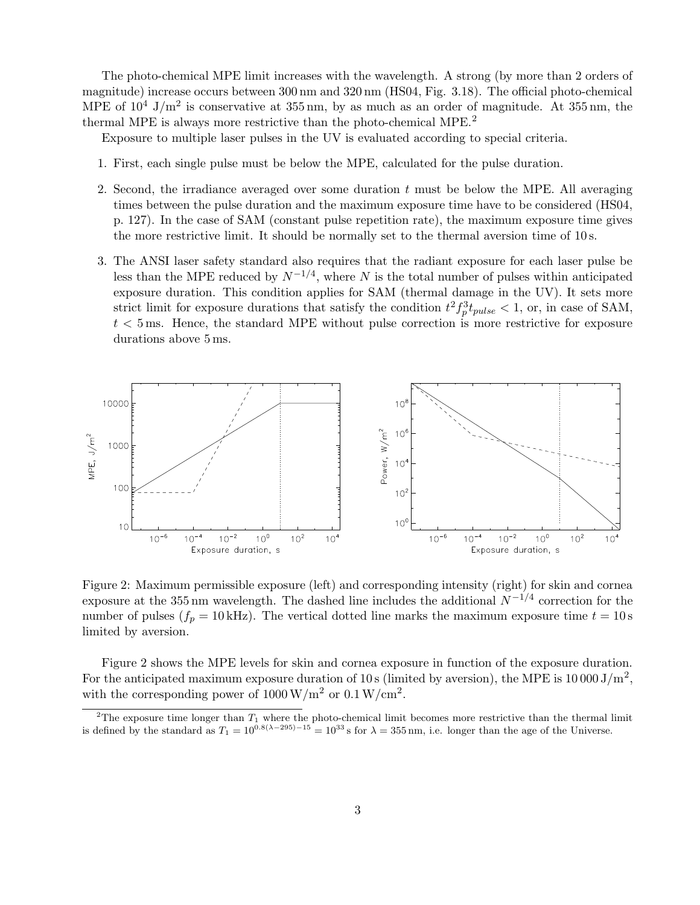The photo-chemical MPE limit increases with the wavelength. A strong (by more than 2 orders of magnitude) increase occurs between 300 nm and 320 nm (HS04, Fig. 3.18). The official photo-chemical MPE of $10^4$ J/m$^2$ is conservative at 355 nm, by as much as an order of magnitude. At 355 nm, the thermal MPE is always more restrictive than the photo-chemical MPE.[2]

Exposure to multiple laser pulses in the UV is evaluated according to special criteria.

1. First, each single pulse must be below the MPE, calculated for the pulse duration.
2. Second, the irradiance averaged over some duration $t$ must be below the MPE. All averaging times between the pulse duration and the maximum exposure time have to be considered (HS04, p. 127). In the case of SAM (constant pulse repetition rate), the maximum exposure time gives the more restrictive limit. It should be normally set to the thermal aversion time of 10 s.
3. The ANSI laser safety standard also requires that the radiant exposure for each laser pulse be less than the MPE reduced by $N^{-1/4}$, where $N$ is the total number of pulses within anticipated exposure duration. This condition applies for SAM (thermal damage in the UV). It sets more strict limit for exposure durations that satisfy the condition $t^2 f_p^3 t_{pulse} < 1$, or, in case of SAM, $t < 5$ ms. Hence, the standard MPE without pulse correction is more restrictive for exposure durations above 5 ms.

Figure 2: Maximum permissible exposure (left) and corresponding intensity (right) for skin and cornea exposure at the 355 nm wavelength. The dashed line includes the additional $N^{-1/4}$ correction for the number of pulses ($f_p = 10$ kHz). The vertical dotted line marks the maximum exposure time $t = 10$ s limited by aversion.

Figure 2 shows the MPE levels for skin and cornea exposure in function of the exposure duration. For the anticipated maximum exposure duration of 10 s (limited by aversion), the MPE is 10 000 J/m$^2$, with the corresponding power of 1000 W/m$^2$ or 0.1 W/cm$^2$.

[2] The exposure time longer than $T_1$ where the photo-chemical limit becomes more restrictive than the thermal limit is defined by the standard as $T_1 = 10^{0.8(\lambda - 295) - 15} = 10^{33}$ s for $\lambda = 355$ nm, i.e. longer than the age of the Universe.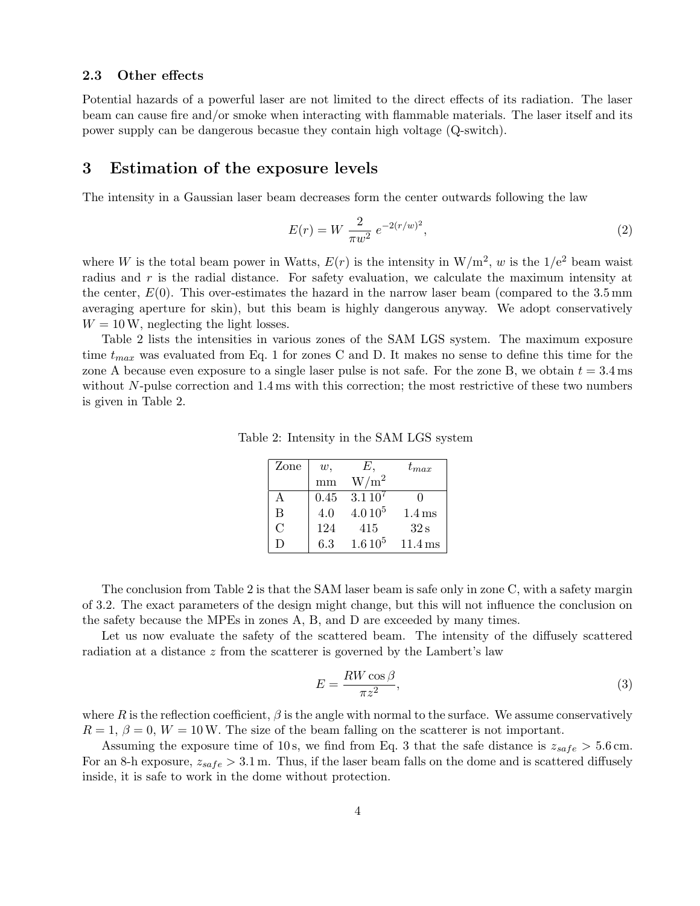### 2.3 Other effects

Potential hazards of a powerful laser are not limited to the direct effects of its radiation. The laser beam can cause fire and/or smoke when interacting with flammable materials. The laser itself and its power supply can be dangerous becasue they contain high voltage (Q-switch).

## 3 Estimation of the exposure levels

The intensity in a Gaussian laser beam decreases form the center outwards following the law

$$E(r) = W \frac{2}{\pi w^2} e^{-2(r/w)^2}, \tag{2}$$

where $W$ is the total beam power in Watts, $E(r)$ is the intensity in W/m$^2$, $w$ is the 1/e$^2$ beam waist radius and $r$ is the radial distance. For safety evaluation, we calculate the maximum intensity at the center, $E(0)$. This over-estimates the hazard in the narrow laser beam (compared to the 3.5 mm averaging aperture for skin), but this beam is highly dangerous anyway. We adopt conservatively $W = 10$ W, neglecting the light losses.

Table 2 lists the intensities in various zones of the SAM LGS system. The maximum exposure time $t_{max}$ was evaluated from Eq. 1 for zones C and D. It makes no sense to define this time for the zone A because even exposure to a single laser pulse is not safe. For the zone B, we obtain $t = 3.4$ ms without $N$-pulse correction and 1.4 ms with this correction; the most restrictive of these two numbers is given in Table 2.

Table 2: Intensity in the SAM LGS system

| Zone | $w$, mm | $E$, W/m$^2$ | $t_{max}$ |
|---|---|---|---|
| A | 0.45 | $3.1\,10^7$ | 0 |
| B | 4.0 | $4.0\,10^5$ | 1.4 ms |
| C | 124 | 415 | 32 s |
| D | 6.3 | $1.6\,10^5$ | 11.4 ms |

The conclusion from Table 2 is that the SAM laser beam is safe only in zone C, with a safety margin of 3.2. The exact parameters of the design might change, but this will not influence the conclusion on the safety because the MPEs in zones A, B, and D are exceeded by many times.

Let us now evaluate the safety of the scattered beam. The intensity of the diffusely scattered radiation at a distance $z$ from the scatterer is governed by the Lambert's law

$$E = \frac{RW \cos \beta}{\pi z^2}, \tag{3}$$

where $R$ is the reflection coefficient, $\beta$ is the angle with normal to the surface. We assume conservatively $R = 1$, $\beta = 0$, $W = 10$ W. The size of the beam falling on the scatterer is not important.

Assuming the exposure time of 10 s, we find from Eq. 3 that the safe distance is $z_{safe} > 5.6$ cm. For an 8-h exposure, $z_{safe} > 3.1$ m. Thus, if the laser beam falls on the dome and is scattered diffusely inside, it is safe to work in the dome without protection.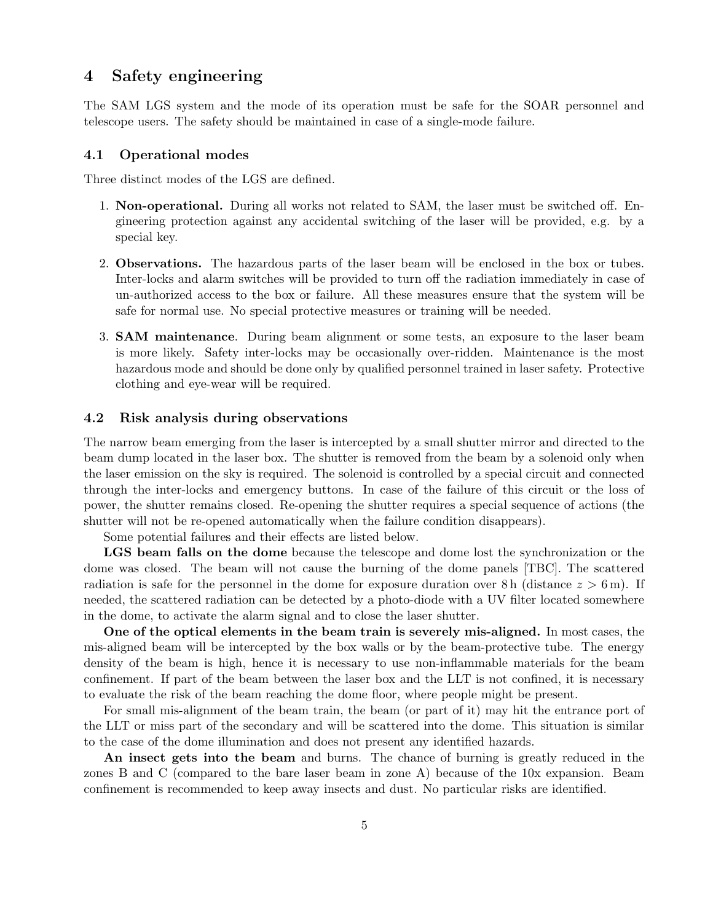## 4 Safety engineering

The SAM LGS system and the mode of its operation must be safe for the SOAR personnel and telescope users. The safety should be maintained in case of a single-mode failure.

### 4.1 Operational modes

Three distinct modes of the LGS are defined.

1. **Non-operational.** During all works not related to SAM, the laser must be switched off. Engineering protection against any accidental switching of the laser will be provided, e.g. by a special key.

2. **Observations.** The hazardous parts of the laser beam will be enclosed in the box or tubes. Inter-locks and alarm switches will be provided to turn off the radiation immediately in case of un-authorized access to the box or failure. All these measures ensure that the system will be safe for normal use. No special protective measures or training will be needed.

3. **SAM maintenance**. During beam alignment or some tests, an exposure to the laser beam is more likely. Safety inter-locks may be occasionally over-ridden. Maintenance is the most hazardous mode and should be done only by qualified personnel trained in laser safety. Protective clothing and eye-wear will be required.

### 4.2 Risk analysis during observations

The narrow beam emerging from the laser is intercepted by a small shutter mirror and directed to the beam dump located in the laser box. The shutter is removed from the beam by a solenoid only when the laser emission on the sky is required. The solenoid is controlled by a special circuit and connected through the inter-locks and emergency buttons. In case of the failure of this circuit or the loss of power, the shutter remains closed. Re-opening the shutter requires a special sequence of actions (the shutter will not be re-opened automatically when the failure condition disappears).

Some potential failures and their effects are listed below.

**LGS beam falls on the dome** because the telescope and dome lost the synchronization or the dome was closed. The beam will not cause the burning of the dome panels [TBC]. The scattered radiation is safe for the personnel in the dome for exposure duration over 8 h (distance $z > 6$ m). If needed, the scattered radiation can be detected by a photo-diode with a UV filter located somewhere in the dome, to activate the alarm signal and to close the laser shutter.

**One of the optical elements in the beam train is severely mis-aligned.** In most cases, the mis-aligned beam will be intercepted by the box walls or by the beam-protective tube. The energy density of the beam is high, hence it is necessary to use non-inflammable materials for the beam confinement. If part of the beam between the laser box and the LLT is not confined, it is necessary to evaluate the risk of the beam reaching the dome floor, where people might be present.

For small mis-alignment of the beam train, the beam (or part of it) may hit the entrance port of the LLT or miss part of the secondary and will be scattered into the dome. This situation is similar to the case of the dome illumination and does not present any identified hazards.

**An insect gets into the beam** and burns. The chance of burning is greatly reduced in the zones B and C (compared to the bare laser beam in zone A) because of the 10x expansion. Beam confinement is recommended to keep away insects and dust. No particular risks are identified.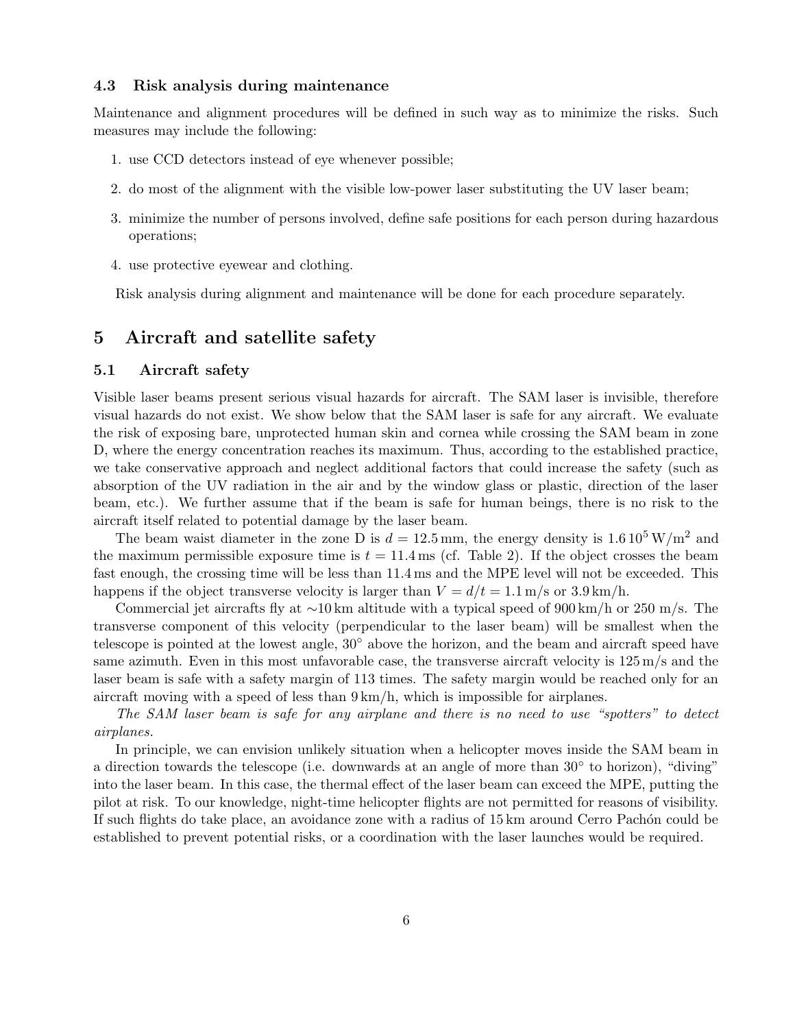### 4.3 Risk analysis during maintenance

Maintenance and alignment procedures will be defined in such way as to minimize the risks. Such measures may include the following:

1. use CCD detectors instead of eye whenever possible;
2. do most of the alignment with the visible low-power laser substituting the UV laser beam;
3. minimize the number of persons involved, define safe positions for each person during hazardous operations;
4. use protective eyewear and clothing.

Risk analysis during alignment and maintenance will be done for each procedure separately.

## 5 Aircraft and satellite safety

### 5.1 Aircraft safety

Visible laser beams present serious visual hazards for aircraft. The SAM laser is invisible, therefore visual hazards do not exist. We show below that the SAM laser is safe for any aircraft. We evaluate the risk of exposing bare, unprotected human skin and cornea while crossing the SAM beam in zone D, where the energy concentration reaches its maximum. Thus, according to the established practice, we take conservative approach and neglect additional factors that could increase the safety (such as absorption of the UV radiation in the air and by the window glass or plastic, direction of the laser beam, etc.). We further assume that if the beam is safe for human beings, there is no risk to the aircraft itself related to potential damage by the laser beam.

The beam waist diameter in the zone D is $d = 12.5\,\mathrm{mm}$, the energy density is $1.6\,10^5\,\mathrm{W/m^2}$ and the maximum permissible exposure time is $t = 11.4\,\mathrm{ms}$ (cf. Table 2). If the object crosses the beam fast enough, the crossing time will be less than 11.4 ms and the MPE level will not be exceeded. This happens if the object transverse velocity is larger than $V = d/t = 1.1\,\mathrm{m/s}$ or 3.9 km/h.

Commercial jet aircrafts fly at $\sim$10 km altitude with a typical speed of 900 km/h or 250 m/s. The transverse component of this velocity (perpendicular to the laser beam) will be smallest when the telescope is pointed at the lowest angle, $30^\circ$ above the horizon, and the beam and aircraft speed have same azimuth. Even in this most unfavorable case, the transverse aircraft velocity is 125 m/s and the laser beam is safe with a safety margin of 113 times. The safety margin would be reached only for an aircraft moving with a speed of less than 9 km/h, which is impossible for airplanes.

*The SAM laser beam is safe for any airplane and there is no need to use "spotters" to detect airplanes.*

In principle, we can envision unlikely situation when a helicopter moves inside the SAM beam in a direction towards the telescope (i.e. downwards at an angle of more than $30^\circ$ to horizon), "diving" into the laser beam. In this case, the thermal effect of the laser beam can exceed the MPE, putting the pilot at risk. To our knowledge, night-time helicopter flights are not permitted for reasons of visibility. If such flights do take place, an avoidance zone with a radius of 15 km around Cerro Pachón could be established to prevent potential risks, or a coordination with the laser launches would be required.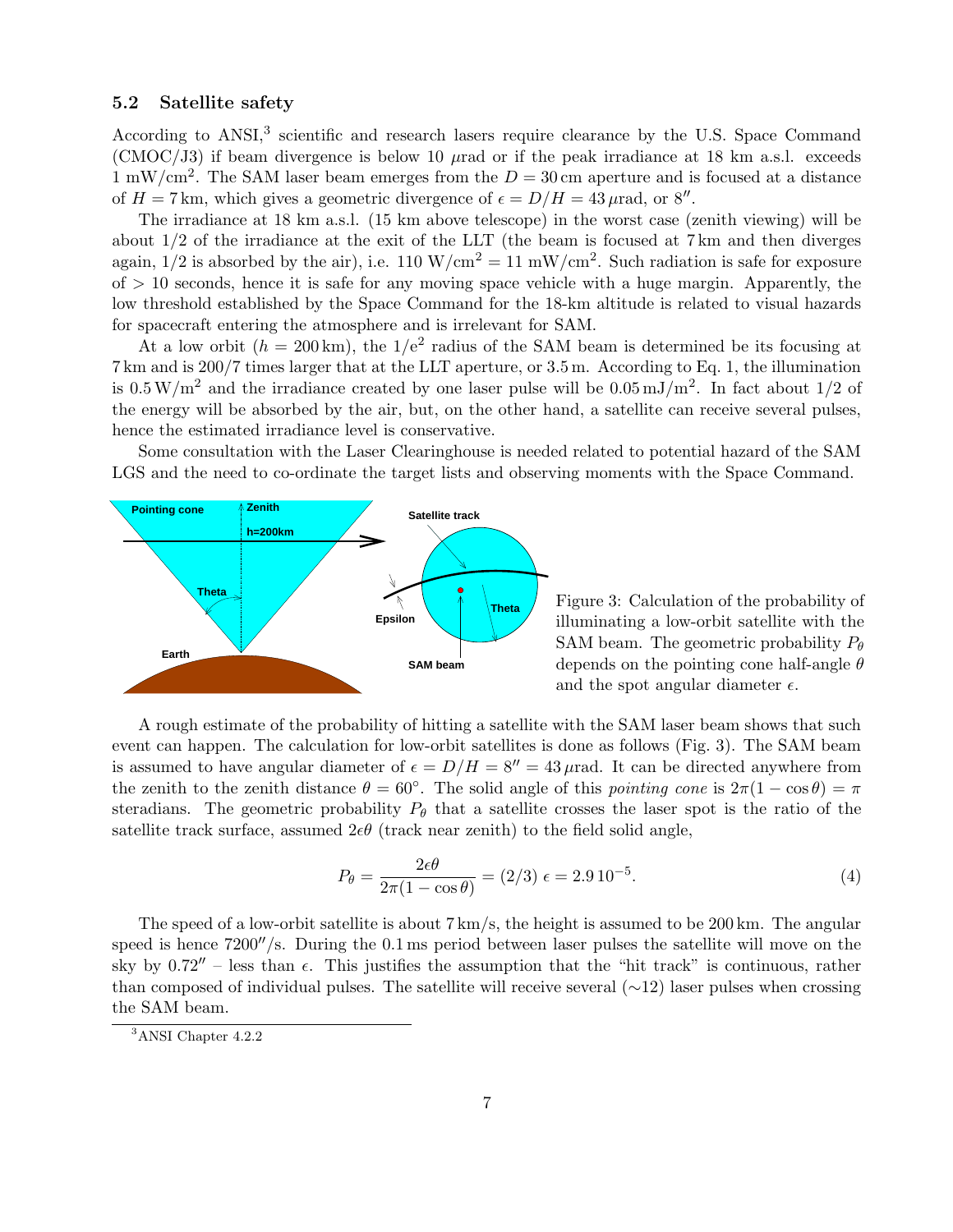### 5.2 Satellite safety

According to ANSI,[3] scientific and research lasers require clearance by the U.S. Space Command (CMOC/J3) if beam divergence is below 10 $\mu$rad or if the peak irradiance at 18 km a.s.l. exceeds 1 mW/cm$^2$. The SAM laser beam emerges from the $D = 30$ cm aperture and is focused at a distance of $H = 7$ km, which gives a geometric divergence of $\epsilon = D/H = 43\,\mu$rad, or $8''$.

The irradiance at 18 km a.s.l. (15 km above telescope) in the worst case (zenith viewing) will be about 1/2 of the irradiance at the exit of the LLT (the beam is focused at 7 km and then diverges again, 1/2 is absorbed by the air), i.e. 110 W/cm$^2$ = 11 mW/cm$^2$. Such radiation is safe for exposure of > 10 seconds, hence it is safe for any moving space vehicle with a huge margin. Apparently, the low threshold established by the Space Command for the 18-km altitude is related to visual hazards for spacecraft entering the atmosphere and is irrelevant for SAM.

At a low orbit ($h = 200$ km), the 1/e$^2$ radius of the SAM beam is determined be its focusing at 7 km and is 200/7 times larger that at the LLT aperture, or 3.5 m. According to Eq. 1, the illumination is 0.5 W/m$^2$ and the irradiance created by one laser pulse will be 0.05 mJ/m$^2$. In fact about 1/2 of the energy will be absorbed by the air, but, on the other hand, a satellite can receive several pulses, hence the estimated irradiance level is conservative.

Some consultation with the Laser Clearinghouse is needed related to potential hazard of the SAM LGS and the need to co-ordinate the target lists and observing moments with the Space Command.

Figure 3: Calculation of the probability of illuminating a low-orbit satellite with the SAM beam. The geometric probability $P_\theta$ depends on the pointing cone half-angle $\theta$ and the spot angular diameter $\epsilon$.

A rough estimate of the probability of hitting a satellite with the SAM laser beam shows that such event can happen. The calculation for low-orbit satellites is done as follows (Fig. 3). The SAM beam is assumed to have angular diameter of $\epsilon = D/H = 8'' = 43\,\mu$rad. It can be directed anywhere from the zenith to the zenith distance $\theta = 60^\circ$. The solid angle of this *pointing cone* is $2\pi(1 - \cos\theta) = \pi$ steradians. The geometric probability $P_\theta$ that a satellite crosses the laser spot is the ratio of the satellite track surface, assumed $2\epsilon\theta$ (track near zenith) to the field solid angle,

$$P_\theta = \frac{2\epsilon\theta}{2\pi(1 - \cos\theta)} = (2/3)\,\epsilon = 2.9\,10^{-5}. \tag{4}$$

The speed of a low-orbit satellite is about 7 km/s, the height is assumed to be 200 km. The angular speed is hence $7200''$/s. During the 0.1 ms period between laser pulses the satellite will move on the sky by $0.72''$ – less than $\epsilon$. This justifies the assumption that the "hit track" is continuous, rather than composed of individual pulses. The satellite will receive several ($\sim$12) laser pulses when crossing the SAM beam.

[3] ANSI Chapter 4.2.2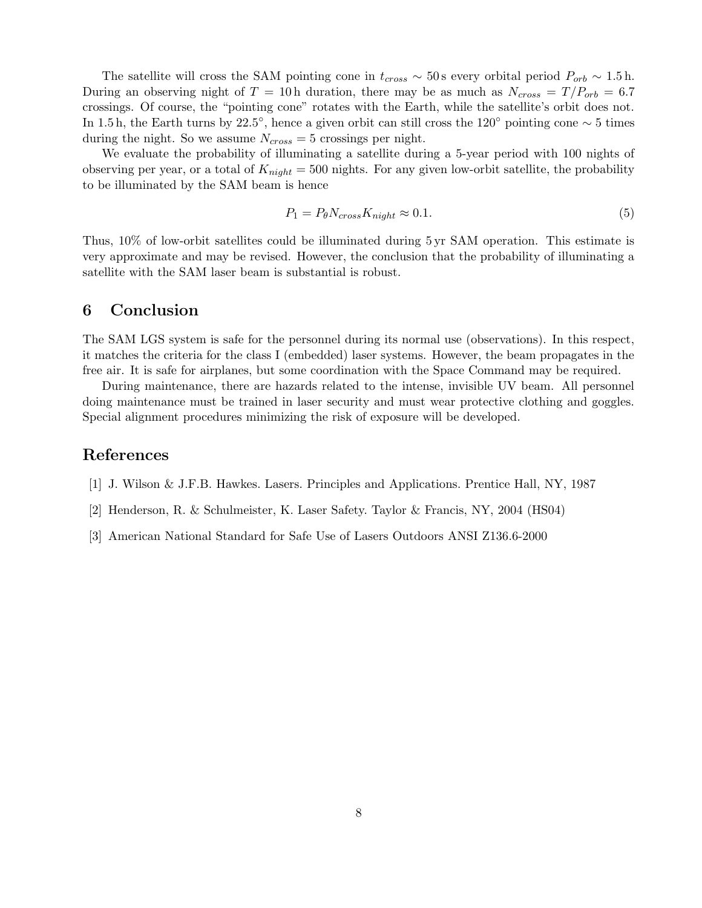The satellite will cross the SAM pointing cone in $t_{cross} \sim 50$ s every orbital period $P_{orb} \sim 1.5$ h. During an observing night of $T = 10$ h duration, there may be as much as $N_{cross} = T/P_{orb} = 6.7$ crossings. Of course, the "pointing cone" rotates with the Earth, while the satellite's orbit does not. In 1.5 h, the Earth turns by 22.5°, hence a given orbit can still cross the 120° pointing cone $\sim 5$ times during the night. So we assume $N_{cross} = 5$ crossings per night.

We evaluate the probability of illuminating a satellite during a 5-year period with 100 nights of observing per year, or a total of $K_{night} = 500$ nights. For any given low-orbit satellite, the probability to be illuminated by the SAM beam is hence

$$P_1 = P_\theta N_{cross} K_{night} \approx 0.1. \tag{5}$$

Thus, 10% of low-orbit satellites could be illuminated during 5 yr SAM operation. This estimate is very approximate and may be revised. However, the conclusion that the probability of illuminating a satellite with the SAM laser beam is substantial is robust.

## 6 Conclusion

The SAM LGS system is safe for the personnel during its normal use (observations). In this respect, it matches the criteria for the class I (embedded) laser systems. However, the beam propagates in the free air. It is safe for airplanes, but some coordination with the Space Command may be required.

During maintenance, there are hazards related to the intense, invisible UV beam. All personnel doing maintenance must be trained in laser security and must wear protective clothing and goggles. Special alignment procedures minimizing the risk of exposure will be developed.

## References

[1] J. Wilson & J.F.B. Hawkes. Lasers. Principles and Applications. Prentice Hall, NY, 1987

[2] Henderson, R. & Schulmeister, K. Laser Safety. Taylor & Francis, NY, 2004 (HS04)

[3] American National Standard for Safe Use of Lasers Outdoors ANSI Z136.6-2000